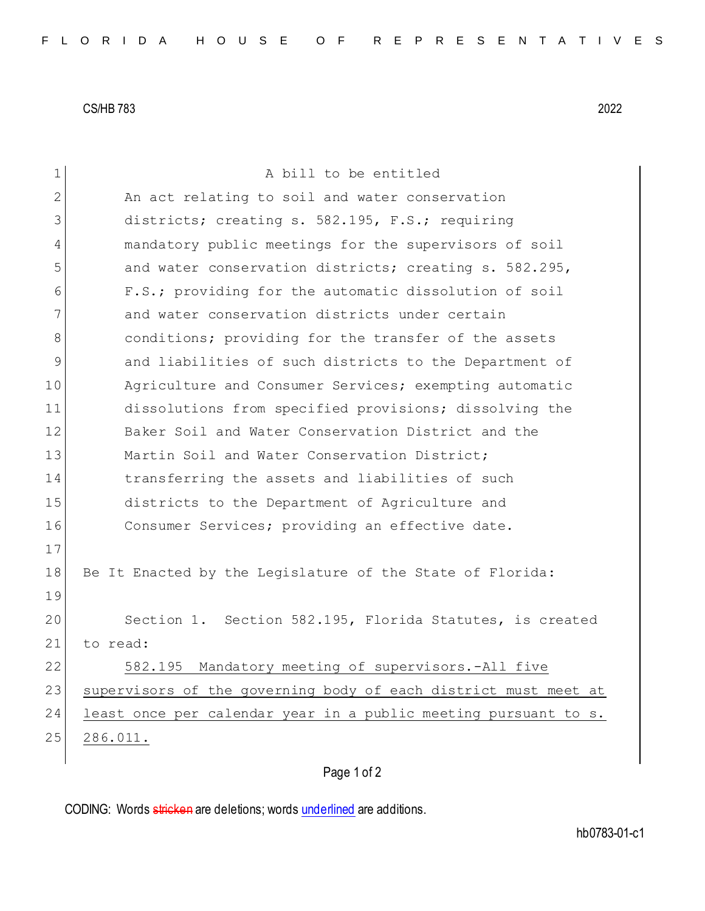CS/HB 783 2022

A bill to be entitled

An act relating to soil and water conservation districts; creating s. 582.195, F.S.; requiring mandatory public meetings for the supervisors of soil and water conservation districts; creating s. 582.295, F.S.; providing for the automatic dissolution of soil and water conservation districts under certain conditions; providing for the transfer of the assets and liabilities of such districts to the Department of Agriculture and Consumer Services; exempting automatic dissolutions from specified provisions; dissolving the Baker Soil and Water Conservation District and the Martin Soil and Water Conservation District; transferring the assets and liabilities of such districts to the Department of Agriculture and Consumer Services; providing an effective date.

Be It Enacted by the Legislature of the State of Florida:

Section 1. Section 582.195, Florida Statutes, is created to read:

582.195 Mandatory meeting of supervisors.—All five supervisors of the governing body of each district must meet at least once per calendar year in a public meeting pursuant to s. 286.011.

CODING: Words stricken are deletions; words underlined are additions.

hb0783-01-c1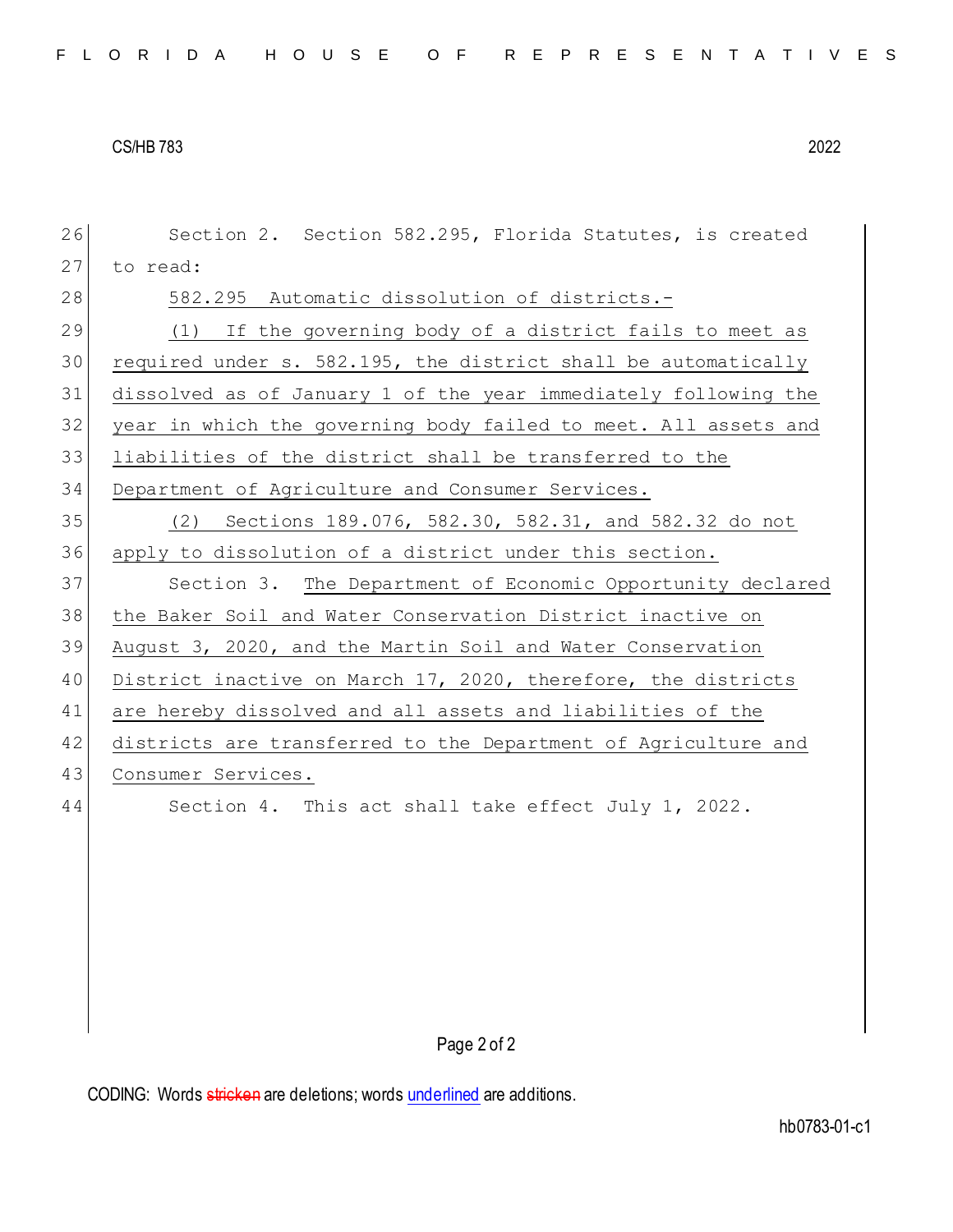Section 2. Section 582.295, Florida Statutes, is created to read:

582.295 Automatic dissolution of districts.-

(1) If the governing body of a district fails to meet as required under s. 582.195, the district shall be automatically dissolved as of January 1 of the year immediately following the year in which the governing body failed to meet. All assets and liabilities of the district shall be transferred to the Department of Agriculture and Consumer Services.

(2) Sections 189.076, 582.30, 582.31, and 582.32 do not apply to dissolution of a district under this section.

Section 3. The Department of Economic Opportunity declared the Baker Soil and Water Conservation District inactive on August 3, 2020, and the Martin Soil and Water Conservation District inactive on March 17, 2020, therefore, the districts are hereby dissolved and all assets and liabilities of the districts are transferred to the Department of Agriculture and Consumer Services.

Section 4. This act shall take effect July 1, 2022.